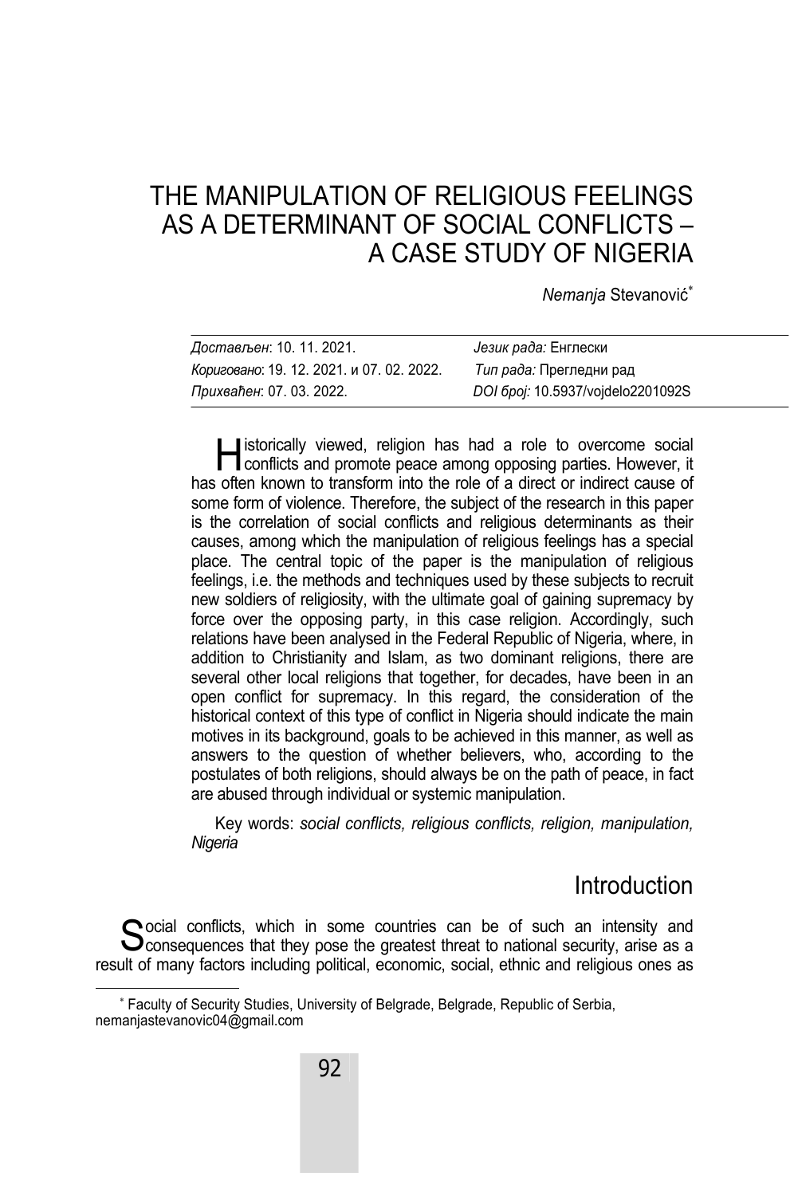# THE MANIPULATION OF RELIGIOUS FEELINGS AS A DETERMINANT OF SOCIAL CONFLICTS – A CASE STUDY OF NIGERIA

*Nemanja* Stevanović[*]

| *Достављен*: 10. 11. 2021. | *Језик рада:* Енглески |
|---|---|
| *Кориговано*: 19. 12. 2021. и 07. 02. 2022. | *Тип рада:* Прегледни рад |
| *Прихваћен*: 07. 03. 2022. | *DOI број:* 10.5937/vojdelo2201092S |

Historically viewed, religion has had a role to overcome social conflicts and promote peace among opposing parties. However, it has often known to transform into the role of a direct or indirect cause of some form of violence. Therefore, the subject of the research in this paper is the correlation of social conflicts and religious determinants as their causes, among which the manipulation of religious feelings has a special place. The central topic of the paper is the manipulation of religious feelings, i.e. the methods and techniques used by these subjects to recruit new soldiers of religiosity, with the ultimate goal of gaining supremacy by force over the opposing party, in this case religion. Accordingly, such relations have been analysed in the Federal Republic of Nigeria, where, in addition to Christianity and Islam, as two dominant religions, there are several other local religions that together, for decades, have been in an open conflict for supremacy. In this regard, the consideration of the historical context of this type of conflict in Nigeria should indicate the main motives in its background, goals to be achieved in this manner, as well as answers to the question of whether believers, who, according to the postulates of both religions, should always be on the path of peace, in fact are abused through individual or systemic manipulation.

Key words: *social conflicts, religious conflicts, religion, manipulation, Nigeria*

## Introduction

Social conflicts, which in some countries can be of such an intensity and consequences that they pose the greatest threat to national security, arise as a result of many factors including political, economic, social, ethnic and religious ones as

[*] Faculty of Security Studies, University of Belgrade, Belgrade, Republic of Serbia, nemanjastevanovic04@gmail.com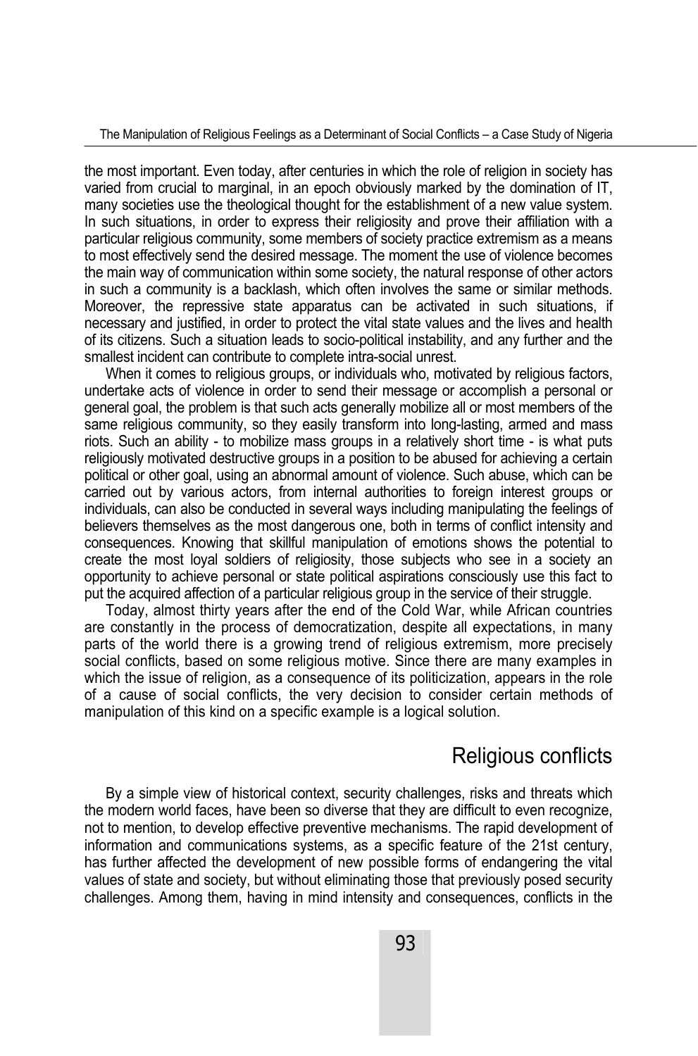the most important. Even today, after centuries in which the role of religion in society has varied from crucial to marginal, in an epoch obviously marked by the domination of IT, many societies use the theological thought for the establishment of a new value system. In such situations, in order to express their religiosity and prove their affiliation with a particular religious community, some members of society practice extremism as a means to most effectively send the desired message. The moment the use of violence becomes the main way of communication within some society, the natural response of other actors in such a community is a backlash, which often involves the same or similar methods. Moreover, the repressive state apparatus can be activated in such situations, if necessary and justified, in order to protect the vital state values and the lives and health of its citizens. Such a situation leads to socio-political instability, and any further and the smallest incident can contribute to complete intra-social unrest.

When it comes to religious groups, or individuals who, motivated by religious factors, undertake acts of violence in order to send their message or accomplish a personal or general goal, the problem is that such acts generally mobilize all or most members of the same religious community, so they easily transform into long-lasting, armed and mass riots. Such an ability - to mobilize mass groups in a relatively short time - is what puts religiously motivated destructive groups in a position to be abused for achieving a certain political or other goal, using an abnormal amount of violence. Such abuse, which can be carried out by various actors, from internal authorities to foreign interest groups or individuals, can also be conducted in several ways including manipulating the feelings of believers themselves as the most dangerous one, both in terms of conflict intensity and consequences. Knowing that skillful manipulation of emotions shows the potential to create the most loyal soldiers of religiosity, those subjects who see in a society an opportunity to achieve personal or state political aspirations consciously use this fact to put the acquired affection of a particular religious group in the service of their struggle.

Today, almost thirty years after the end of the Cold War, while African countries are constantly in the process of democratization, despite all expectations, in many parts of the world there is a growing trend of religious extremism, more precisely social conflicts, based on some religious motive. Since there are many examples in which the issue of religion, as a consequence of its politicization, appears in the role of a cause of social conflicts, the very decision to consider certain methods of manipulation of this kind on a specific example is a logical solution.

## Religious conflicts

By a simple view of historical context, security challenges, risks and threats which the modern world faces, have been so diverse that they are difficult to even recognize, not to mention, to develop effective preventive mechanisms. The rapid development of information and communications systems, as a specific feature of the 21st century, has further affected the development of new possible forms of endangering the vital values of state and society, but without eliminating those that previously posed security challenges. Among them, having in mind intensity and consequences, conflicts in the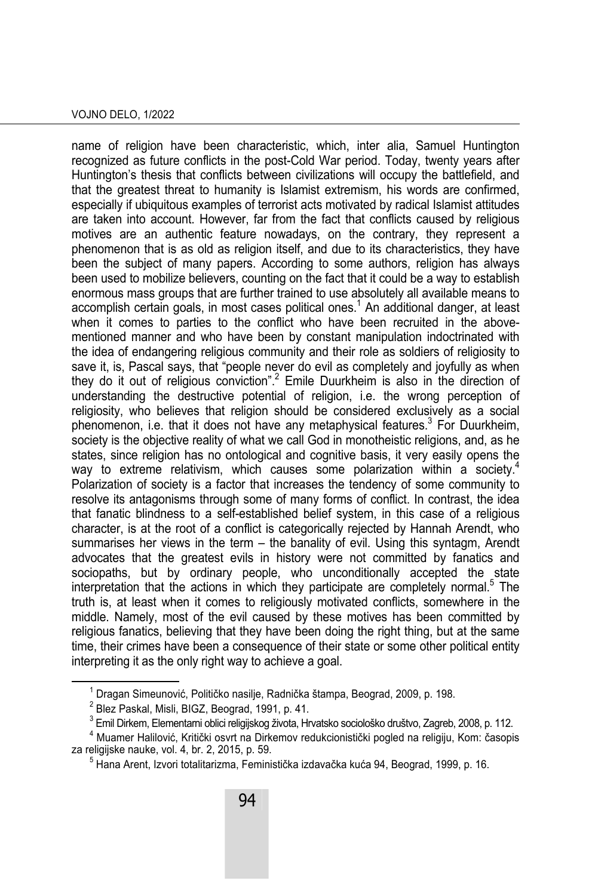name of religion have been characteristic, which, inter alia, Samuel Huntington recognized as future conflicts in the post-Cold War period. Today, twenty years after Huntington's thesis that conflicts between civilizations will occupy the battlefield, and that the greatest threat to humanity is Islamist extremism, his words are confirmed, especially if ubiquitous examples of terrorist acts motivated by radical Islamist attitudes are taken into account. However, far from the fact that conflicts caused by religious motives are an authentic feature nowadays, on the contrary, they represent a phenomenon that is as old as religion itself, and due to its characteristics, they have been the subject of many papers. According to some authors, religion has always been used to mobilize believers, counting on the fact that it could be a way to establish enormous mass groups that are further trained to use absolutely all available means to accomplish certain goals, in most cases political ones.[1] An additional danger, at least when it comes to parties to the conflict who have been recruited in the above-mentioned manner and who have been by constant manipulation indoctrinated with the idea of endangering religious community and their role as soldiers of religiosity to save it, is, Pascal says, that "people never do evil as completely and joyfully as when they do it out of religious conviction".[2] Emile Duurkheim is also in the direction of understanding the destructive potential of religion, i.e. the wrong perception of religiosity, who believes that religion should be considered exclusively as a social phenomenon, i.e. that it does not have any metaphysical features.[3] For Duurkheim, society is the objective reality of what we call God in monotheistic religions, and, as he states, since religion has no ontological and cognitive basis, it very easily opens the way to extreme relativism, which causes some polarization within a society.[4] Polarization of society is a factor that increases the tendency of some community to resolve its antagonisms through some of many forms of conflict. In contrast, the idea that fanatic blindness to a self-established belief system, in this case of a religious character, is at the root of a conflict is categorically rejected by Hannah Arendt, who summarises her views in the term – the banality of evil. Using this syntagm, Arendt advocates that the greatest evils in history were not committed by fanatics and sociopaths, but by ordinary people, who unconditionally accepted the state interpretation that the actions in which they participate are completely normal.[5] The truth is, at least when it comes to religiously motivated conflicts, somewhere in the middle. Namely, most of the evil caused by these motives has been committed by religious fanatics, believing that they have been doing the right thing, but at the same time, their crimes have been a consequence of their state or some other political entity interpreting it as the only right way to achieve a goal.

---

[1] Dragan Simeunović, Političko nasilje, Radnička štampa, Beograd, 2009, p. 198.

[2] Blez Paskal, Misli, BIGZ, Beograd, 1991, p. 41.

[3] Emil Dirkem, Elementarni oblici religijskog života, Hrvatsko sociološko društvo, Zagreb, 2008, p. 112.

[4] Muamer Halilović, Kritički osvrt na Dirkemov redukcionistički pogled na religiju, Kom: časopis za religijske nauke, vol. 4, br. 2, 2015, p. 59.

[5] Hana Arent, Izvori totalitarizma, Feministička izdavačka kuća 94, Beograd, 1999, p. 16.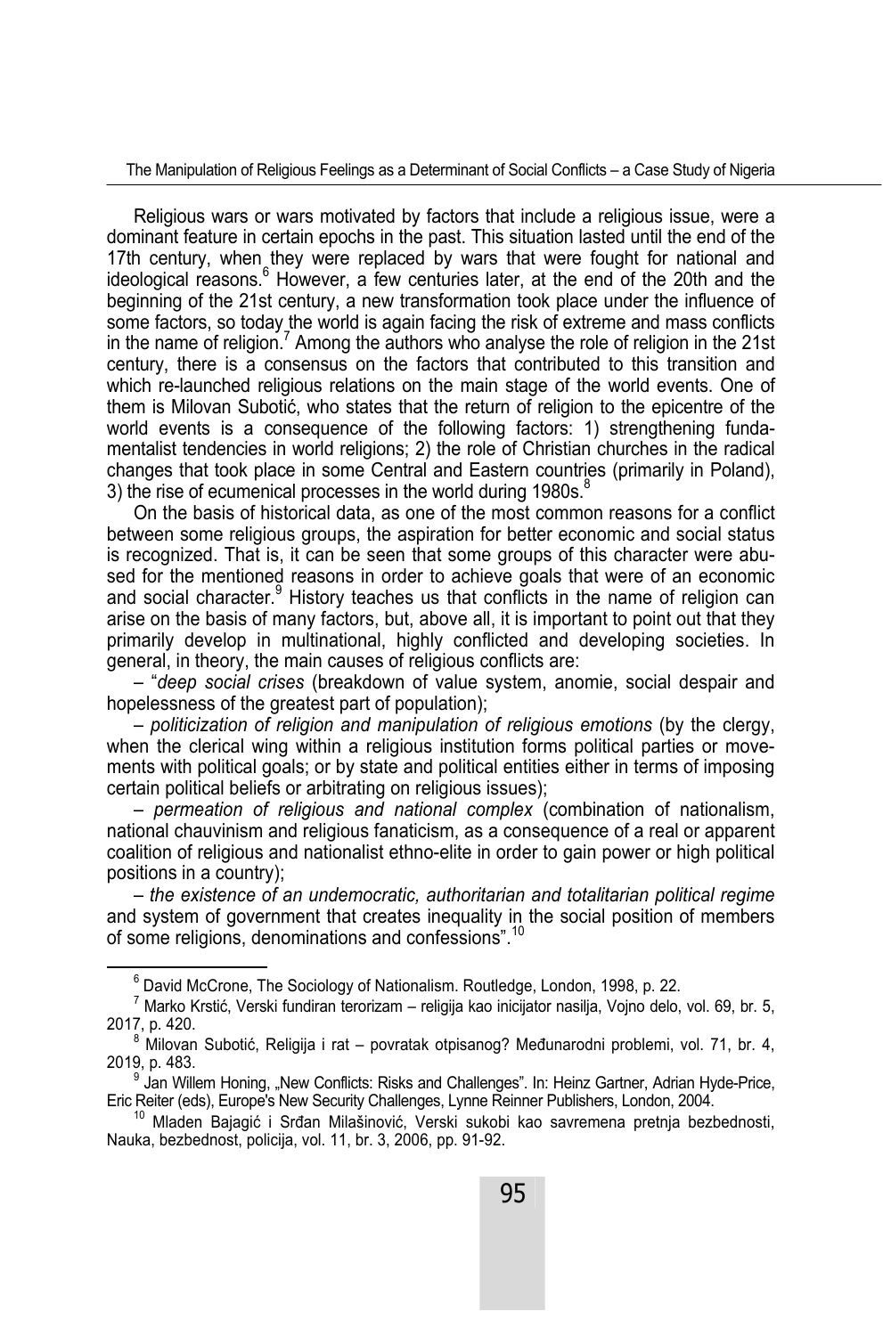Religious wars or wars motivated by factors that include a religious issue, were a dominant feature in certain epochs in the past. This situation lasted until the end of the 17th century, when they were replaced by wars that were fought for national and ideological reasons.[6] However, a few centuries later, at the end of the 20th and the beginning of the 21st century, a new transformation took place under the influence of some factors, so today the world is again facing the risk of extreme and mass conflicts in the name of religion.[7] Among the authors who analyse the role of religion in the 21st century, there is a consensus on the factors that contributed to this transition and which re-launched religious relations on the main stage of the world events. One of them is Milovan Subotić, who states that the return of religion to the epicentre of the world events is a consequence of the following factors: 1) strengthening fundamentalist tendencies in world religions; 2) the role of Christian churches in the radical changes that took place in some Central and Eastern countries (primarily in Poland), 3) the rise of ecumenical processes in the world during 1980s.[8]

On the basis of historical data, as one of the most common reasons for a conflict between some religious groups, the aspiration for better economic and social status is recognized. That is, it can be seen that some groups of this character were abused for the mentioned reasons in order to achieve goals that were of an economic and social character.[9] History teaches us that conflicts in the name of religion can arise on the basis of many factors, but, above all, it is important to point out that they primarily develop in multinational, highly conflicted and developing societies. In general, in theory, the main causes of religious conflicts are:

– "*deep social crises* (breakdown of value system, anomie, social despair and hopelessness of the greatest part of population);

– *politicization of religion and manipulation of religious emotions* (by the clergy, when the clerical wing within a religious institution forms political parties or movements with political goals; or by state and political entities either in terms of imposing certain political beliefs or arbitrating on religious issues);

– *permeation of religious and national complex* (combination of nationalism, national chauvinism and religious fanaticism, as a consequence of a real or apparent coalition of religious and nationalist ethno-elite in order to gain power or high political positions in a country);

– *the existence of an undemocratic, authoritarian and totalitarian political regime* and system of government that creates inequality in the social position of members of some religions, denominations and confessions".[10]

---

[6] David McCrone, The Sociology of Nationalism. Routledge, London, 1998, p. 22.

[7] Marko Krstić, Verski fundiran terorizam – religija kao inicijator nasilja, Vojno delo, vol. 69, br. 5, 2017, p. 420.

[8] Milovan Subotić, Religija i rat – povratak otpisanog? Međunarodni problemi, vol. 71, br. 4, 2019, p. 483.

[9] Jan Willem Honing, „New Conflicts: Risks and Challenges". In: Heinz Gartner, Adrian Hyde-Price, Eric Reiter (eds), Europe's New Security Challenges, Lynne Reinner Publishers, London, 2004.

[10] Mladen Bajagić i Srđan Milašinović, Verski sukobi kao savremena pretnja bezbednosti, Nauka, bezbednost, policija, vol. 11, br. 3, 2006, pp. 91-92.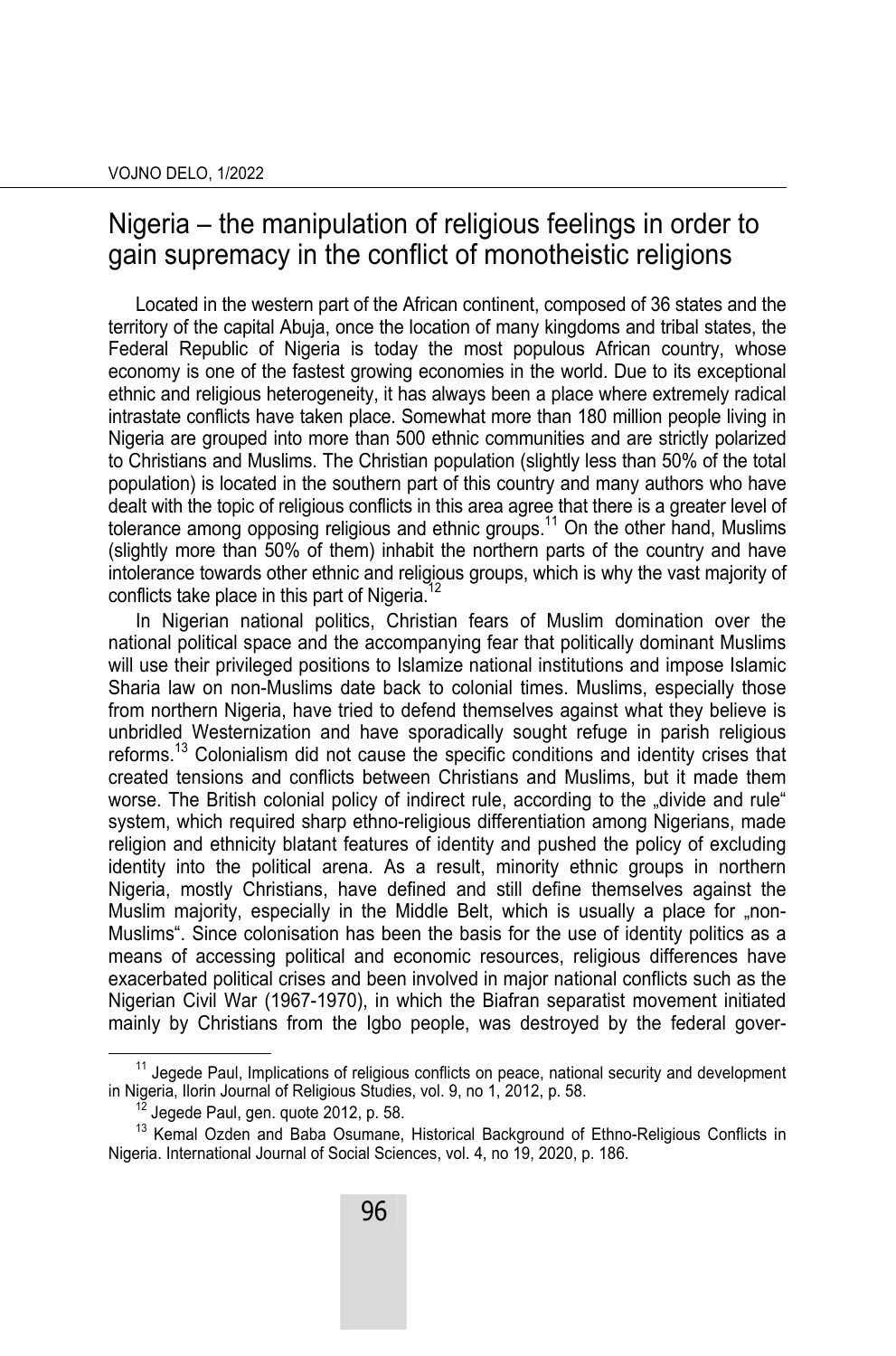## Nigeria – the manipulation of religious feelings in order to gain supremacy in the conflict of monotheistic religions

Located in the western part of the African continent, composed of 36 states and the territory of the capital Abuja, once the location of many kingdoms and tribal states, the Federal Republic of Nigeria is today the most populous African country, whose economy is one of the fastest growing economies in the world. Due to its exceptional ethnic and religious heterogeneity, it has always been a place where extremely radical intrastate conflicts have taken place. Somewhat more than 180 million people living in Nigeria are grouped into more than 500 ethnic communities and are strictly polarized to Christians and Muslims. The Christian population (slightly less than 50% of the total population) is located in the southern part of this country and many authors who have dealt with the topic of religious conflicts in this area agree that there is a greater level of tolerance among opposing religious and ethnic groups.[11] On the other hand, Muslims (slightly more than 50% of them) inhabit the northern parts of the country and have intolerance towards other ethnic and religious groups, which is why the vast majority of conflicts take place in this part of Nigeria.[12]

In Nigerian national politics, Christian fears of Muslim domination over the national political space and the accompanying fear that politically dominant Muslims will use their privileged positions to Islamize national institutions and impose Islamic Sharia law on non-Muslims date back to colonial times. Muslims, especially those from northern Nigeria, have tried to defend themselves against what they believe is unbridled Westernization and have sporadically sought refuge in parish religious reforms.[13] Colonialism did not cause the specific conditions and identity crises that created tensions and conflicts between Christians and Muslims, but it made them worse. The British colonial policy of indirect rule, according to the „divide and rule" system, which required sharp ethno-religious differentiation among Nigerians, made religion and ethnicity blatant features of identity and pushed the policy of excluding identity into the political arena. As a result, minority ethnic groups in northern Nigeria, mostly Christians, have defined and still define themselves against the Muslim majority, especially in the Middle Belt, which is usually a place for „non-Muslims". Since colonisation has been the basis for the use of identity politics as a means of accessing political and economic resources, religious differences have exacerbated political crises and been involved in major national conflicts such as the Nigerian Civil War (1967-1970), in which the Biafran separatist movement initiated mainly by Christians from the Igbo people, was destroyed by the federal gover-

---

[11] Jegede Paul, Implications of religious conflicts on peace, national security and development in Nigeria, Ilorin Journal of Religious Studies, vol. 9, no 1, 2012, p. 58.

[12] Jegede Paul, gen. quote 2012, p. 58.

[13] Kemal Ozden and Baba Osumane, Historical Background of Ethno-Religious Conflicts in Nigeria. International Journal of Social Sciences, vol. 4, no 19, 2020, p. 186.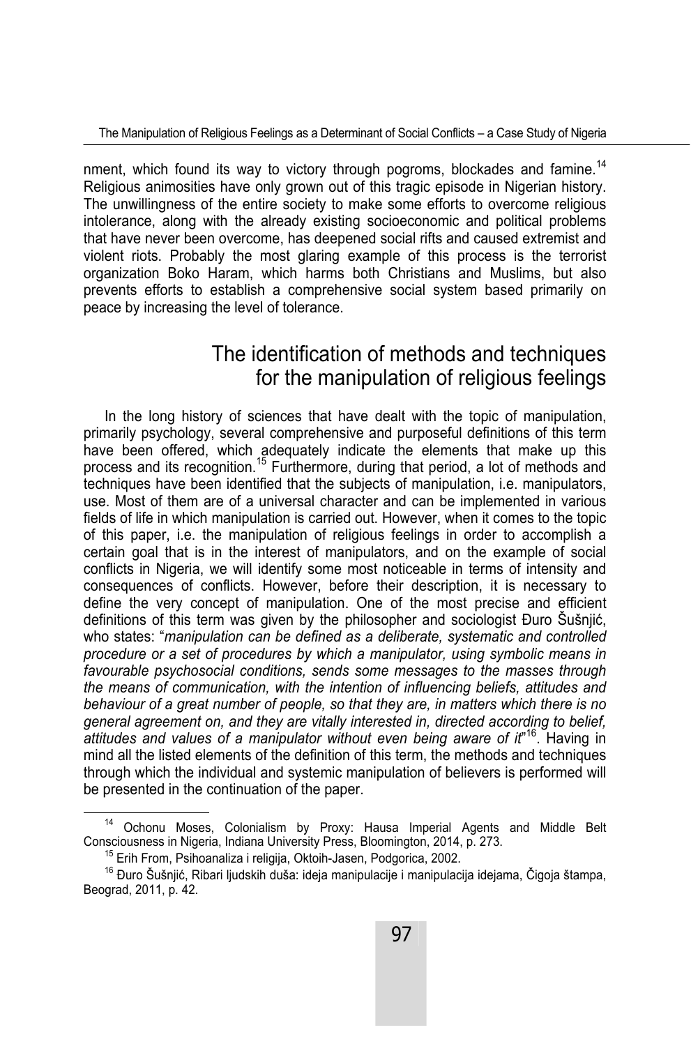nment, which found its way to victory through pogroms, blockades and famine.[14] Religious animosities have only grown out of this tragic episode in Nigerian history. The unwillingness of the entire society to make some efforts to overcome religious intolerance, along with the already existing socioeconomic and political problems that have never been overcome, has deepened social rifts and caused extremist and violent riots. Probably the most glaring example of this process is the terrorist organization Boko Haram, which harms both Christians and Muslims, but also prevents efforts to establish a comprehensive social system based primarily on peace by increasing the level of tolerance.

## The identification of methods and techniques for the manipulation of religious feelings

In the long history of sciences that have dealt with the topic of manipulation, primarily psychology, several comprehensive and purposeful definitions of this term have been offered, which adequately indicate the elements that make up this process and its recognition.[15] Furthermore, during that period, a lot of methods and techniques have been identified that the subjects of manipulation, i.e. manipulators, use. Most of them are of a universal character and can be implemented in various fields of life in which manipulation is carried out. However, when it comes to the topic of this paper, i.e. the manipulation of religious feelings in order to accomplish a certain goal that is in the interest of manipulators, and on the example of social conflicts in Nigeria, we will identify some most noticeable in terms of intensity and consequences of conflicts. However, before their description, it is necessary to define the very concept of manipulation. One of the most precise and efficient definitions of this term was given by the philosopher and sociologist Đuro Šušnjić, who states: "*manipulation can be defined as a deliberate, systematic and controlled procedure or a set of procedures by which a manipulator, using symbolic means in favourable psychosocial conditions, sends some messages to the masses through the means of communication, with the intention of influencing beliefs, attitudes and behaviour of a great number of people, so that they are, in matters which there is no general agreement on, and they are vitally interested in, directed according to belief, attitudes and values of a manipulator without even being aware of it*"[16]. Having in mind all the listed elements of the definition of this term, the methods and techniques through which the individual and systemic manipulation of believers is performed will be presented in the continuation of the paper.

---

[14] Ochonu Moses, Colonialism by Proxy: Hausa Imperial Agents and Middle Belt Consciousness in Nigeria, Indiana University Press, Bloomington, 2014, p. 273.

[15] Erih From, Psihoanaliza i religija, Oktoih-Jasen, Podgorica, 2002.

[16] Đuro Šušnjić, Ribari ljudskih duša: ideja manipulacije i manipulacija idejama, Čigoja štampa, Beograd, 2011, p. 42.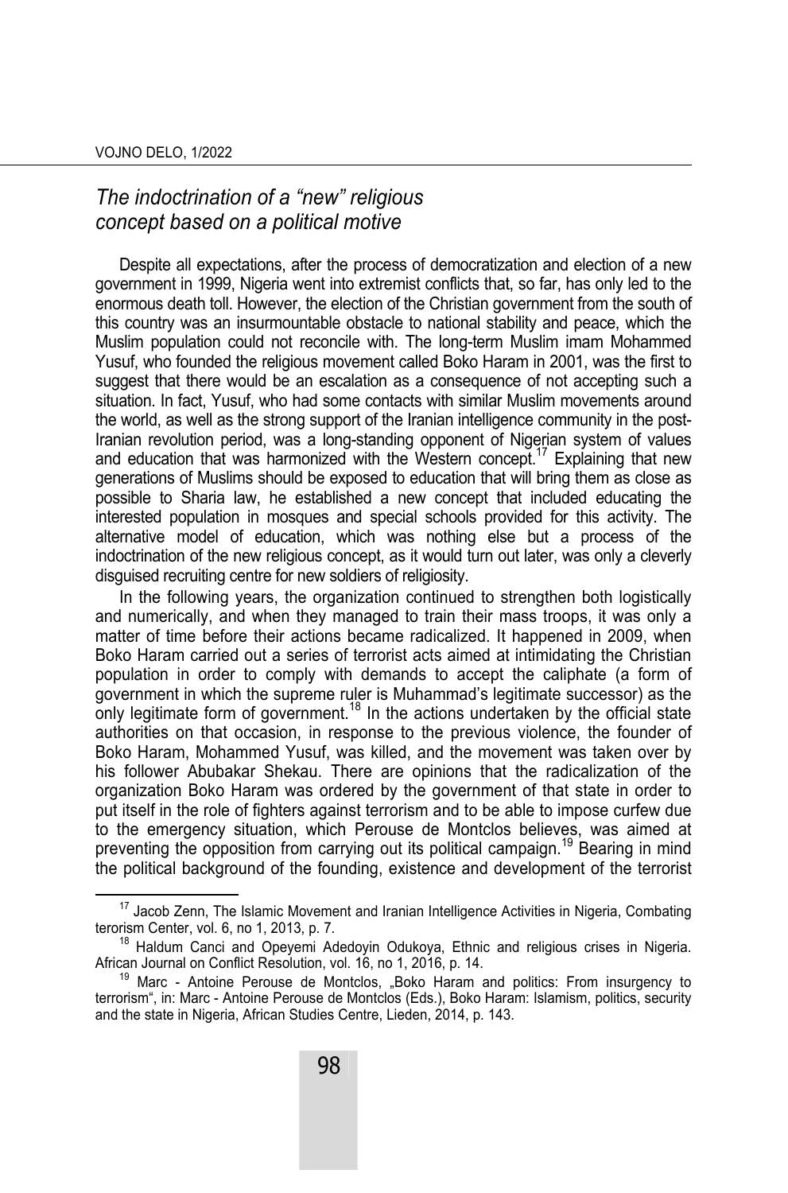## *The indoctrination of a "new" religious concept based on a political motive*

Despite all expectations, after the process of democratization and election of a new government in 1999, Nigeria went into extremist conflicts that, so far, has only led to the enormous death toll. However, the election of the Christian government from the south of this country was an insurmountable obstacle to national stability and peace, which the Muslim population could not reconcile with. The long-term Muslim imam Mohammed Yusuf, who founded the religious movement called Boko Haram in 2001, was the first to suggest that there would be an escalation as a consequence of not accepting such a situation. In fact, Yusuf, who had some contacts with similar Muslim movements around the world, as well as the strong support of the Iranian intelligence community in the post-Iranian revolution period, was a long-standing opponent of Nigerian system of values and education that was harmonized with the Western concept.[17] Explaining that new generations of Muslims should be exposed to education that will bring them as close as possible to Sharia law, he established a new concept that included educating the interested population in mosques and special schools provided for this activity. The alternative model of education, which was nothing else but a process of the indoctrination of the new religious concept, as it would turn out later, was only a cleverly disguised recruiting centre for new soldiers of religiosity.

In the following years, the organization continued to strengthen both logistically and numerically, and when they managed to train their mass troops, it was only a matter of time before their actions became radicalized. It happened in 2009, when Boko Haram carried out a series of terrorist acts aimed at intimidating the Christian population in order to comply with demands to accept the caliphate (a form of government in which the supreme ruler is Muhammad's legitimate successor) as the only legitimate form of government.[18] In the actions undertaken by the official state authorities on that occasion, in response to the previous violence, the founder of Boko Haram, Mohammed Yusuf, was killed, and the movement was taken over by his follower Abubakar Shekau. There are opinions that the radicalization of the organization Boko Haram was ordered by the government of that state in order to put itself in the role of fighters against terrorism and to be able to impose curfew due to the emergency situation, which Perouse de Montclos believes, was aimed at preventing the opposition from carrying out its political campaign.[19] Bearing in mind the political background of the founding, existence and development of the terrorist

---

[17] Jacob Zenn, The Islamic Movement and Iranian Intelligence Activities in Nigeria, Combating terorism Center, vol. 6, no 1, 2013, p. 7.

[18] Haldum Canci and Opeyemi Adedoyin Odukoya, Ethnic and religious crises in Nigeria. African Journal on Conflict Resolution, vol. 16, no 1, 2016, p. 14.

[19] Marc - Antoine Perouse de Montclos, „Boko Haram and politics: From insurgency to terrorism", in: Marc - Antoine Perouse de Montclos (Eds.), Boko Haram: Islamism, politics, security and the state in Nigeria, African Studies Centre, Lieden, 2014, p. 143.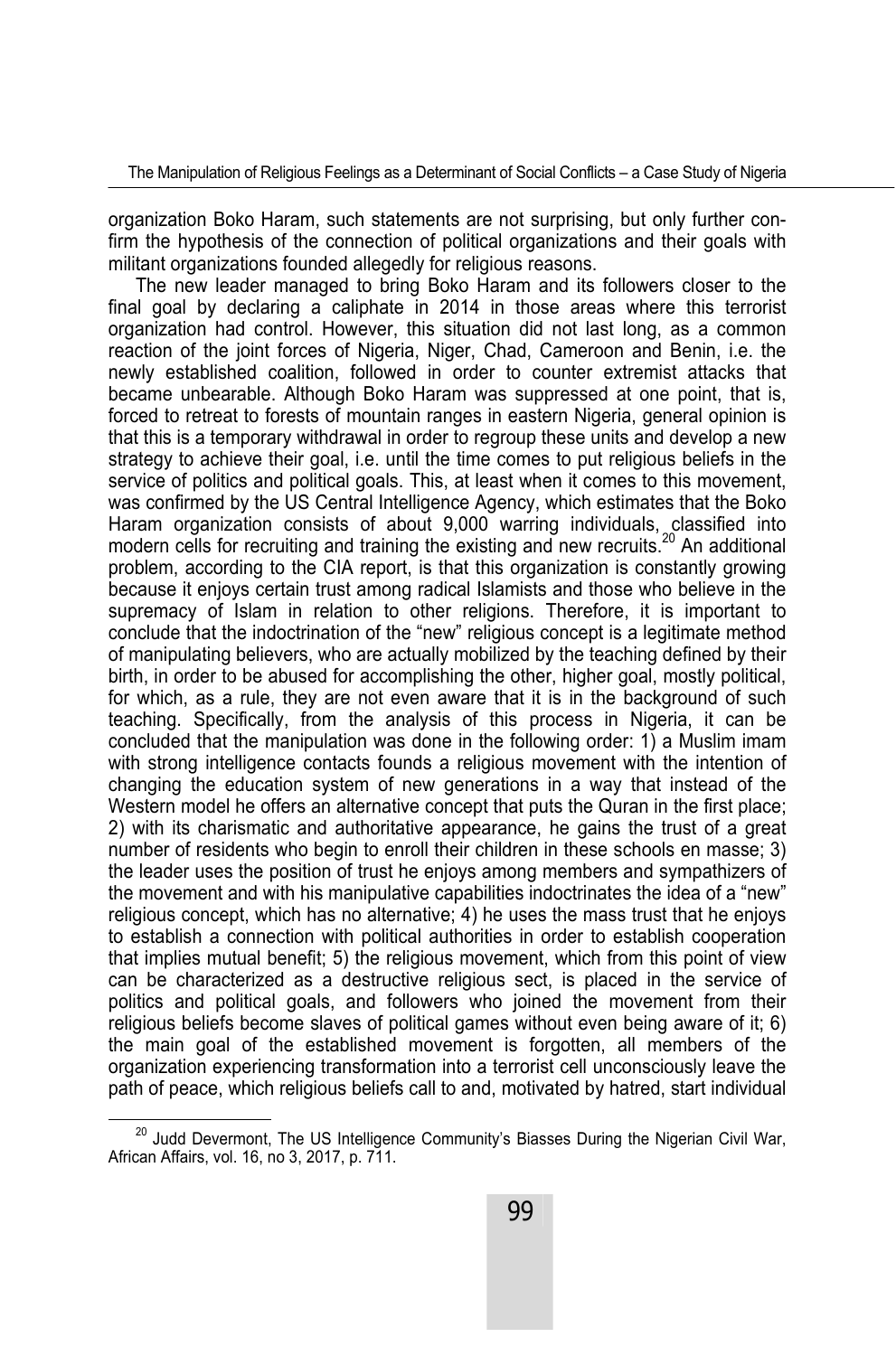organization Boko Haram, such statements are not surprising, but only further confirm the hypothesis of the connection of political organizations and their goals with militant organizations founded allegedly for religious reasons.

The new leader managed to bring Boko Haram and its followers closer to the final goal by declaring a caliphate in 2014 in those areas where this terrorist organization had control. However, this situation did not last long, as a common reaction of the joint forces of Nigeria, Niger, Chad, Cameroon and Benin, i.e. the newly established coalition, followed in order to counter extremist attacks that became unbearable. Although Boko Haram was suppressed at one point, that is, forced to retreat to forests of mountain ranges in eastern Nigeria, general opinion is that this is a temporary withdrawal in order to regroup these units and develop a new strategy to achieve their goal, i.e. until the time comes to put religious beliefs in the service of politics and political goals. This, at least when it comes to this movement, was confirmed by the US Central Intelligence Agency, which estimates that the Boko Haram organization consists of about 9,000 warring individuals, classified into modern cells for recruiting and training the existing and new recruits.[20] An additional problem, according to the CIA report, is that this organization is constantly growing because it enjoys certain trust among radical Islamists and those who believe in the supremacy of Islam in relation to other religions. Therefore, it is important to conclude that the indoctrination of the "new" religious concept is a legitimate method of manipulating believers, who are actually mobilized by the teaching defined by their birth, in order to be abused for accomplishing the other, higher goal, mostly political, for which, as a rule, they are not even aware that it is in the background of such teaching. Specifically, from the analysis of this process in Nigeria, it can be concluded that the manipulation was done in the following order: 1) a Muslim imam with strong intelligence contacts founds a religious movement with the intention of changing the education system of new generations in a way that instead of the Western model he offers an alternative concept that puts the Quran in the first place; 2) with its charismatic and authoritative appearance, he gains the trust of a great number of residents who begin to enroll their children in these schools en masse; 3) the leader uses the position of trust he enjoys among members and sympathizers of the movement and with his manipulative capabilities indoctrinates the idea of a "new" religious concept, which has no alternative; 4) he uses the mass trust that he enjoys to establish a connection with political authorities in order to establish cooperation that implies mutual benefit; 5) the religious movement, which from this point of view can be characterized as a destructive religious sect, is placed in the service of politics and political goals, and followers who joined the movement from their religious beliefs become slaves of political games without even being aware of it; 6) the main goal of the established movement is forgotten, all members of the organization experiencing transformation into a terrorist cell unconsciously leave the path of peace, which religious beliefs call to and, motivated by hatred, start individual

---

[20] Judd Devermont, The US Intelligence Community's Biasses During the Nigerian Civil War, African Affairs, vol. 16, no 3, 2017, p. 711.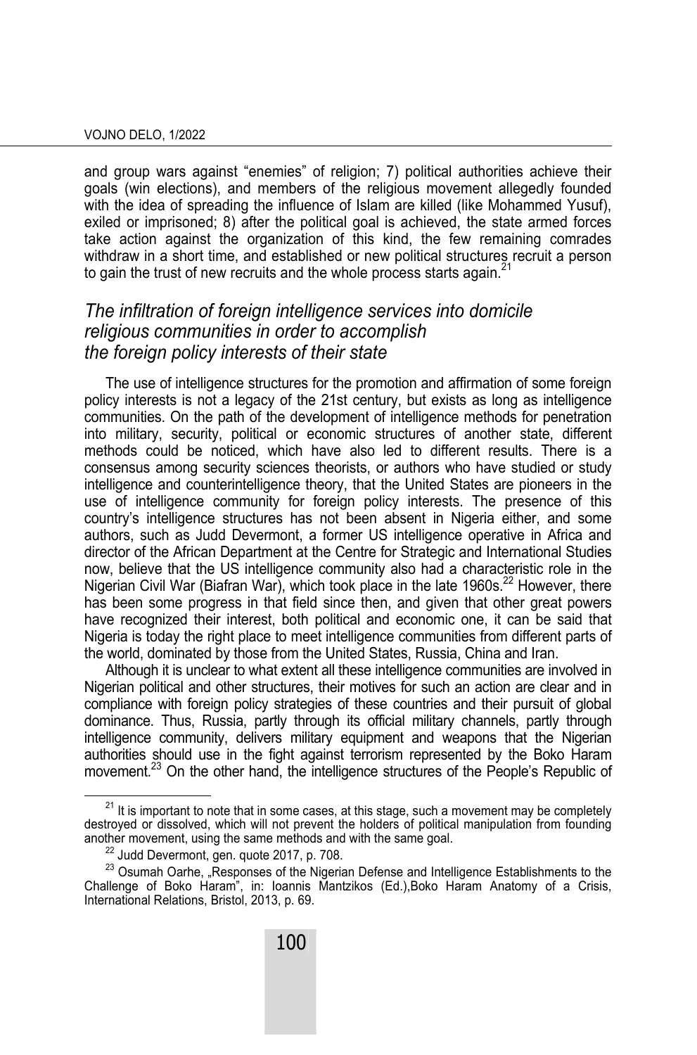and group wars against "enemies" of religion; 7) political authorities achieve their goals (win elections), and members of the religious movement allegedly founded with the idea of spreading the influence of Islam are killed (like Mohammed Yusuf), exiled or imprisoned; 8) after the political goal is achieved, the state armed forces take action against the organization of this kind, the few remaining comrades withdraw in a short time, and established or new political structures recruit a person to gain the trust of new recruits and the whole process starts again.[21]

## *The infiltration of foreign intelligence services into domicile religious communities in order to accomplish the foreign policy interests of their state*

The use of intelligence structures for the promotion and affirmation of some foreign policy interests is not a legacy of the 21st century, but exists as long as intelligence communities. On the path of the development of intelligence methods for penetration into military, security, political or economic structures of another state, different methods could be noticed, which have also led to different results. There is a consensus among security sciences theorists, or authors who have studied or study intelligence and counterintelligence theory, that the United States are pioneers in the use of intelligence community for foreign policy interests. The presence of this country's intelligence structures has not been absent in Nigeria either, and some authors, such as Judd Devermont, a former US intelligence operative in Africa and director of the African Department at the Centre for Strategic and International Studies now, believe that the US intelligence community also had a characteristic role in the Nigerian Civil War (Biafran War), which took place in the late 1960s.[22] However, there has been some progress in that field since then, and given that other great powers have recognized their interest, both political and economic one, it can be said that Nigeria is today the right place to meet intelligence communities from different parts of the world, dominated by those from the United States, Russia, China and Iran.

Although it is unclear to what extent all these intelligence communities are involved in Nigerian political and other structures, their motives for such an action are clear and in compliance with foreign policy strategies of these countries and their pursuit of global dominance. Thus, Russia, partly through its official military channels, partly through intelligence community, delivers military equipment and weapons that the Nigerian authorities should use in the fight against terrorism represented by the Boko Haram movement.[23] On the other hand, the intelligence structures of the People's Republic of

---

[21] It is important to note that in some cases, at this stage, such a movement may be completely destroyed or dissolved, which will not prevent the holders of political manipulation from founding another movement, using the same methods and with the same goal.

[22] Judd Devermont, gen. quote 2017, p. 708.

[23] Osumah Oarhe, „Responses of the Nigerian Defense and Intelligence Establishments to the Challenge of Boko Haram", in: Ioannis Mantzikos (Ed.),Boko Haram Anatomy of a Crisis, International Relations, Bristol, 2013, p. 69.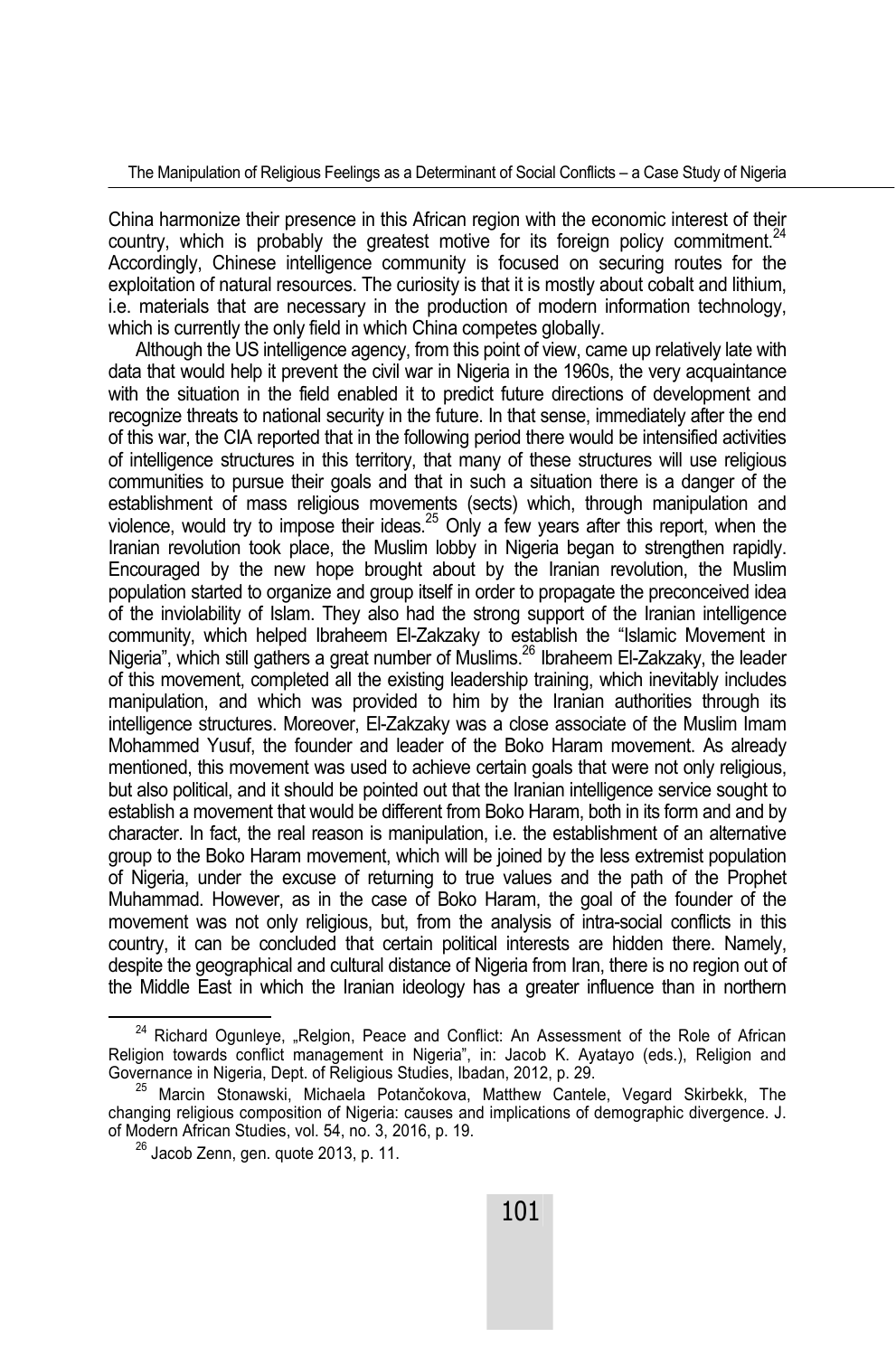China harmonize their presence in this African region with the economic interest of their country, which is probably the greatest motive for its foreign policy commitment.[24] Accordingly, Chinese intelligence community is focused on securing routes for the exploitation of natural resources. The curiosity is that it is mostly about cobalt and lithium, i.e. materials that are necessary in the production of modern information technology, which is currently the only field in which China competes globally.

Although the US intelligence agency, from this point of view, came up relatively late with data that would help it prevent the civil war in Nigeria in the 1960s, the very acquaintance with the situation in the field enabled it to predict future directions of development and recognize threats to national security in the future. In that sense, immediately after the end of this war, the CIA reported that in the following period there would be intensified activities of intelligence structures in this territory, that many of these structures will use religious communities to pursue their goals and that in such a situation there is a danger of the establishment of mass religious movements (sects) which, through manipulation and violence, would try to impose their ideas.[25] Only a few years after this report, when the Iranian revolution took place, the Muslim lobby in Nigeria began to strengthen rapidly. Encouraged by the new hope brought about by the Iranian revolution, the Muslim population started to organize and group itself in order to propagate the preconceived idea of the inviolability of Islam. They also had the strong support of the Iranian intelligence community, which helped Ibraheem El-Zakzaky to establish the "Islamic Movement in Nigeria", which still gathers a great number of Muslims.[26] Ibraheem El-Zakzaky, the leader of this movement, completed all the existing leadership training, which inevitably includes manipulation, and which was provided to him by the Iranian authorities through its intelligence structures. Moreover, El-Zakzaky was a close associate of the Muslim Imam Mohammed Yusuf, the founder and leader of the Boko Haram movement. As already mentioned, this movement was used to achieve certain goals that were not only religious, but also political, and it should be pointed out that the Iranian intelligence service sought to establish a movement that would be different from Boko Haram, both in its form and and by character. In fact, the real reason is manipulation, i.e. the establishment of an alternative group to the Boko Haram movement, which will be joined by the less extremist population of Nigeria, under the excuse of returning to true values and the path of the Prophet Muhammad. However, as in the case of Boko Haram, the goal of the founder of the movement was not only religious, but, from the analysis of intra-social conflicts in this country, it can be concluded that certain political interests are hidden there. Namely, despite the geographical and cultural distance of Nigeria from Iran, there is no region out of the Middle East in which the Iranian ideology has a greater influence than in northern

---

[24] Richard Ogunleye, „Relgion, Peace and Conflict: An Assessment of the Role of African Religion towards conflict management in Nigeria", in: Jacob K. Ayatayo (eds.), Religion and Governance in Nigeria, Dept. of Religious Studies, Ibadan, 2012, p. 29.

[25] Marcin Stonawski, Michaela Potančokova, Matthew Cantele, Vegard Skirbekk, The changing religious composition of Nigeria: causes and implications of demographic divergence. J. of Modern African Studies, vol. 54, no. 3, 2016, p. 19.

[26] Jacob Zenn, gen. quote 2013, p. 11.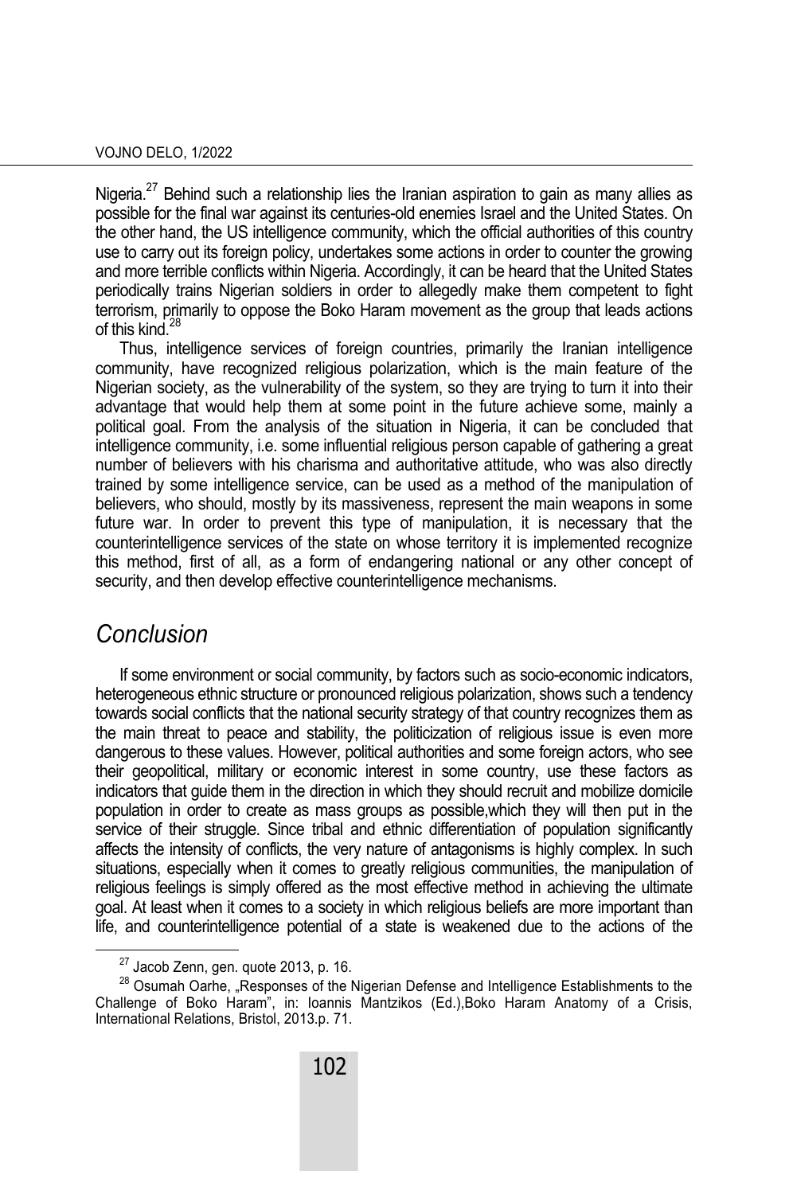Nigeria.[27] Behind such a relationship lies the Iranian aspiration to gain as many allies as possible for the final war against its centuries-old enemies Israel and the United States. On the other hand, the US intelligence community, which the official authorities of this country use to carry out its foreign policy, undertakes some actions in order to counter the growing and more terrible conflicts within Nigeria. Accordingly, it can be heard that the United States periodically trains Nigerian soldiers in order to allegedly make them competent to fight terrorism, primarily to oppose the Boko Haram movement as the group that leads actions of this kind.[28]

Thus, intelligence services of foreign countries, primarily the Iranian intelligence community, have recognized religious polarization, which is the main feature of the Nigerian society, as the vulnerability of the system, so they are trying to turn it into their advantage that would help them at some point in the future achieve some, mainly a political goal. From the analysis of the situation in Nigeria, it can be concluded that intelligence community, i.e. some influential religious person capable of gathering a great number of believers with his charisma and authoritative attitude, who was also directly trained by some intelligence service, can be used as a method of the manipulation of believers, who should, mostly by its massiveness, represent the main weapons in some future war. In order to prevent this type of manipulation, it is necessary that the counterintelligence services of the state on whose territory it is implemented recognize this method, first of all, as a form of endangering national or any other concept of security, and then develop effective counterintelligence mechanisms.

## *Conclusion*

If some environment or social community, by factors such as socio-economic indicators, heterogeneous ethnic structure or pronounced religious polarization, shows such a tendency towards social conflicts that the national security strategy of that country recognizes them as the main threat to peace and stability, the politicization of religious issue is even more dangerous to these values. However, political authorities and some foreign actors, who see their geopolitical, military or economic interest in some country, use these factors as indicators that guide them in the direction in which they should recruit and mobilize domicile population in order to create as mass groups as possible,which they will then put in the service of their struggle. Since tribal and ethnic differentiation of population significantly affects the intensity of conflicts, the very nature of antagonisms is highly complex. In such situations, especially when it comes to greatly religious communities, the manipulation of religious feelings is simply offered as the most effective method in achieving the ultimate goal. At least when it comes to a society in which religious beliefs are more important than life, and counterintelligence potential of a state is weakened due to the actions of the

---

[27] Jacob Zenn, gen. quote 2013, p. 16.

[28] Osumah Oarhe, „Responses of the Nigerian Defense and Intelligence Establishments to the Challenge of Boko Haram", in: Ioannis Mantzikos (Ed.),Boko Haram Anatomy of a Crisis, International Relations, Bristol, 2013.p. 71.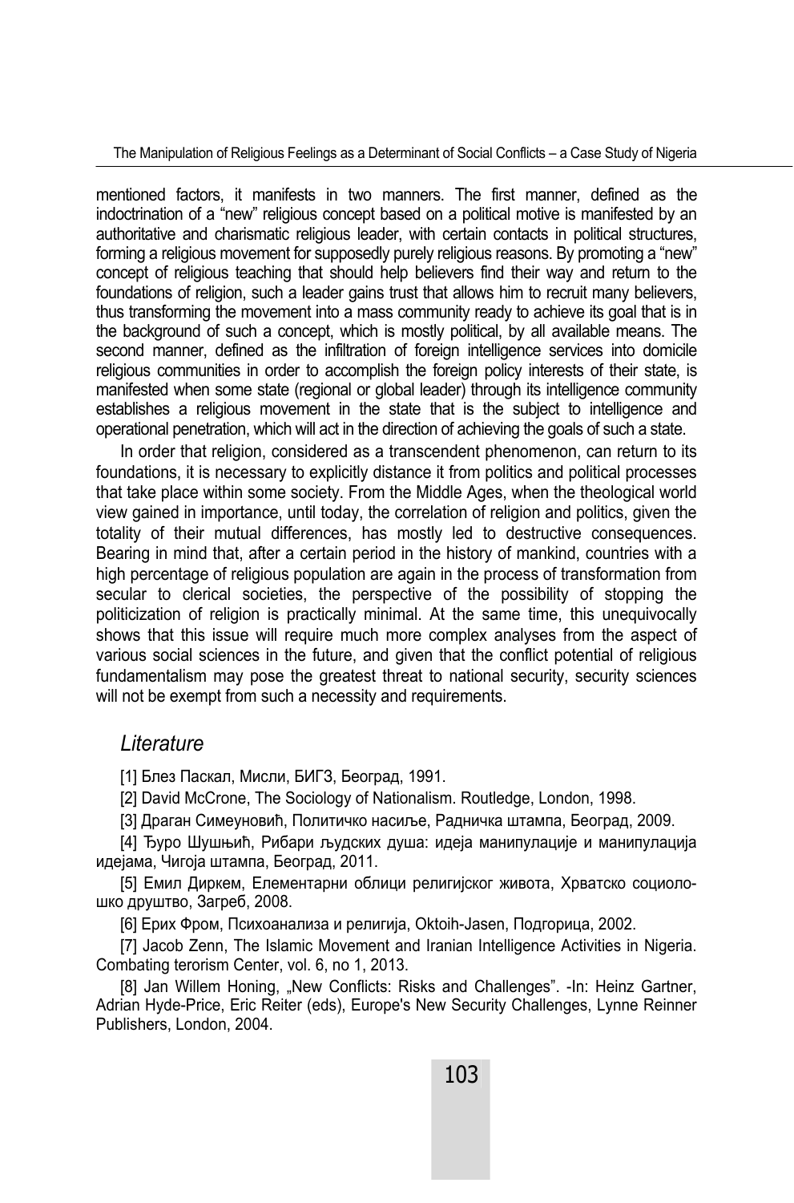mentioned factors, it manifests in two manners. The first manner, defined as the indoctrination of a "new" religious concept based on a political motive is manifested by an authoritative and charismatic religious leader, with certain contacts in political structures, forming a religious movement for supposedly purely religious reasons. By promoting a "new" concept of religious teaching that should help believers find their way and return to the foundations of religion, such a leader gains trust that allows him to recruit many believers, thus transforming the movement into a mass community ready to achieve its goal that is in the background of such a concept, which is mostly political, by all available means. The second manner, defined as the infiltration of foreign intelligence services into domicile religious communities in order to accomplish the foreign policy interests of their state, is manifested when some state (regional or global leader) through its intelligence community establishes a religious movement in the state that is the subject to intelligence and operational penetration, which will act in the direction of achieving the goals of such a state.

In order that religion, considered as a transcendent phenomenon, can return to its foundations, it is necessary to explicitly distance it from politics and political processes that take place within some society. From the Middle Ages, when the theological world view gained in importance, until today, the correlation of religion and politics, given the totality of their mutual differences, has mostly led to destructive consequences. Bearing in mind that, after a certain period in the history of mankind, countries with a high percentage of religious population are again in the process of transformation from secular to clerical societies, the perspective of the possibility of stopping the politicization of religion is practically minimal. At the same time, this unequivocally shows that this issue will require much more complex analyses from the aspect of various social sciences in the future, and given that the conflict potential of religious fundamentalism may pose the greatest threat to national security, security sciences will not be exempt from such a necessity and requirements.

## *Literature*

[1] Блез Паскал, Мисли, БИГЗ, Београд, 1991.

[2] David McCrone, The Sociology of Nationalism. Routledge, London, 1998.

[3] Драган Симеуновић, Политичко насиље, Радничка штампа, Београд, 2009.

[4] Ђуро Шушњић, Рибари људских душа: идеја манипулације и манипулација идејама, Чигоја штампа, Београд, 2011.

[5] Емил Диркем, Елементарни облици религијског живота, Хрватско социолошко друштво, Загреб, 2008.

[6] Ерих Фром, Психоанализа и религија, Oktoih-Jasen, Подгорица, 2002.

[7] Jacob Zenn, The Islamic Movement and Iranian Intelligence Activities in Nigeria. Combating terorism Center, vol. 6, no 1, 2013.

[8] Jan Willem Honing, „New Conflicts: Risks and Challenges". -In: Heinz Gartner, Adrian Hyde-Price, Eric Reiter (eds), Europe's New Security Challenges, Lynne Reinner Publishers, London, 2004.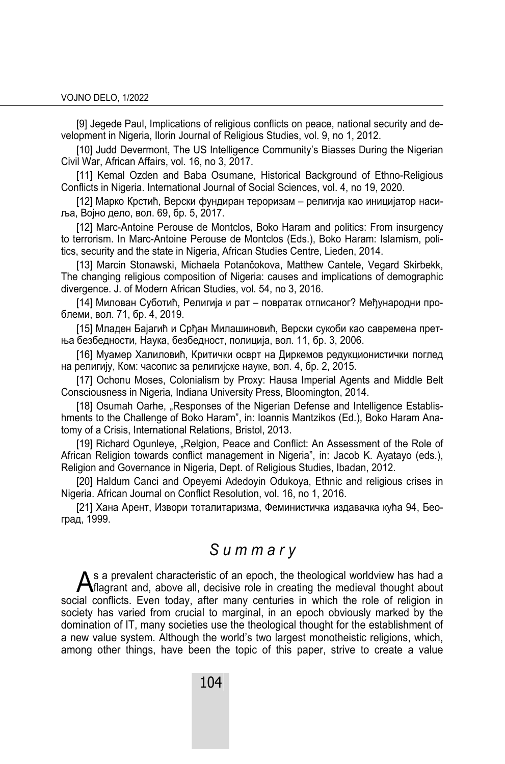[9] Jegede Paul, Implications of religious conflicts on peace, national security and development in Nigeria, Ilorin Journal of Religious Studies, vol. 9, no 1, 2012.

[10] Judd Devermont, The US Intelligence Community's Biasses During the Nigerian Civil War, African Affairs, vol. 16, no 3, 2017.

[11] Kemal Ozden and Baba Osumane, Historical Background of Ethno-Religious Conflicts in Nigeria. International Journal of Social Sciences, vol. 4, no 19, 2020.

[12] Марко Крстић, Верски фундиран тероризам – религија као иницијатор насиља, Војно дело, вол. 69, бр. 5, 2017.

[12] Marc-Antoine Perouse de Montclos, Boko Haram and politics: From insurgency to terrorism. In Marc-Antoine Perouse de Montclos (Eds.), Boko Haram: Islamism, politics, security and the state in Nigeria, African Studies Centre, Lieden, 2014.

[13] Marcin Stonawski, Michaela Potančokova, Matthew Cantele, Vegard Skirbekk, The changing religious composition of Nigeria: causes and implications of demographic divergence. J. of Modern African Studies, vol. 54, no 3, 2016.

[14] Милован Суботић, Религија и рат – повратак отписаног? Међународни проблеми, вол. 71, бр. 4, 2019.

[15] Младен Бајагић и Срђан Милашиновић, Верски сукоби као савремена претња безбедности, Наука, безбедност, полиција, вол. 11, бр. 3, 2006.

[16] Муамер Халиловић, Критички осврт на Диркемов редукционистички поглед на религију, Ком: часопис за религијске науке, вол. 4, бр. 2, 2015.

[17] Ochonu Moses, Colonialism by Proxy: Hausa Imperial Agents and Middle Belt Consciousness in Nigeria, Indiana University Press, Bloomington, 2014.

[18] Osumah Oarhe, „Responses of the Nigerian Defense and Intelligence Establishments to the Challenge of Boko Haram", in: Ioannis Mantzikos (Ed.), Boko Haram Anatomy of a Crisis, International Relations, Bristol, 2013.

[19] Richard Ogunleye, „Relgion, Peace and Conflict: An Assessment of the Role of African Religion towards conflict management in Nigeria", in: Jacob K. Ayatayo (eds.), Religion and Governance in Nigeria, Dept. of Religious Studies, Ibadan, 2012.

[20] Haldum Canci and Opeyemi Adedoyin Odukoya, Ethnic and religious crises in Nigeria. African Journal on Conflict Resolution, vol. 16, no 1, 2016.

[21] Хана Арент, Извори тоталитаризма, Феминистичка издавачка кућа 94, Београд, 1999.

## *Summary*

As a prevalent characteristic of an epoch, the theological worldview has had a flagrant and, above all, decisive role in creating the medieval thought about social conflicts. Even today, after many centuries in which the role of religion in society has varied from crucial to marginal, in an epoch obviously marked by the domination of IT, many societies use the theological thought for the establishment of a new value system. Although the world's two largest monotheistic religions, which, among other things, have been the topic of this paper, strive to create a value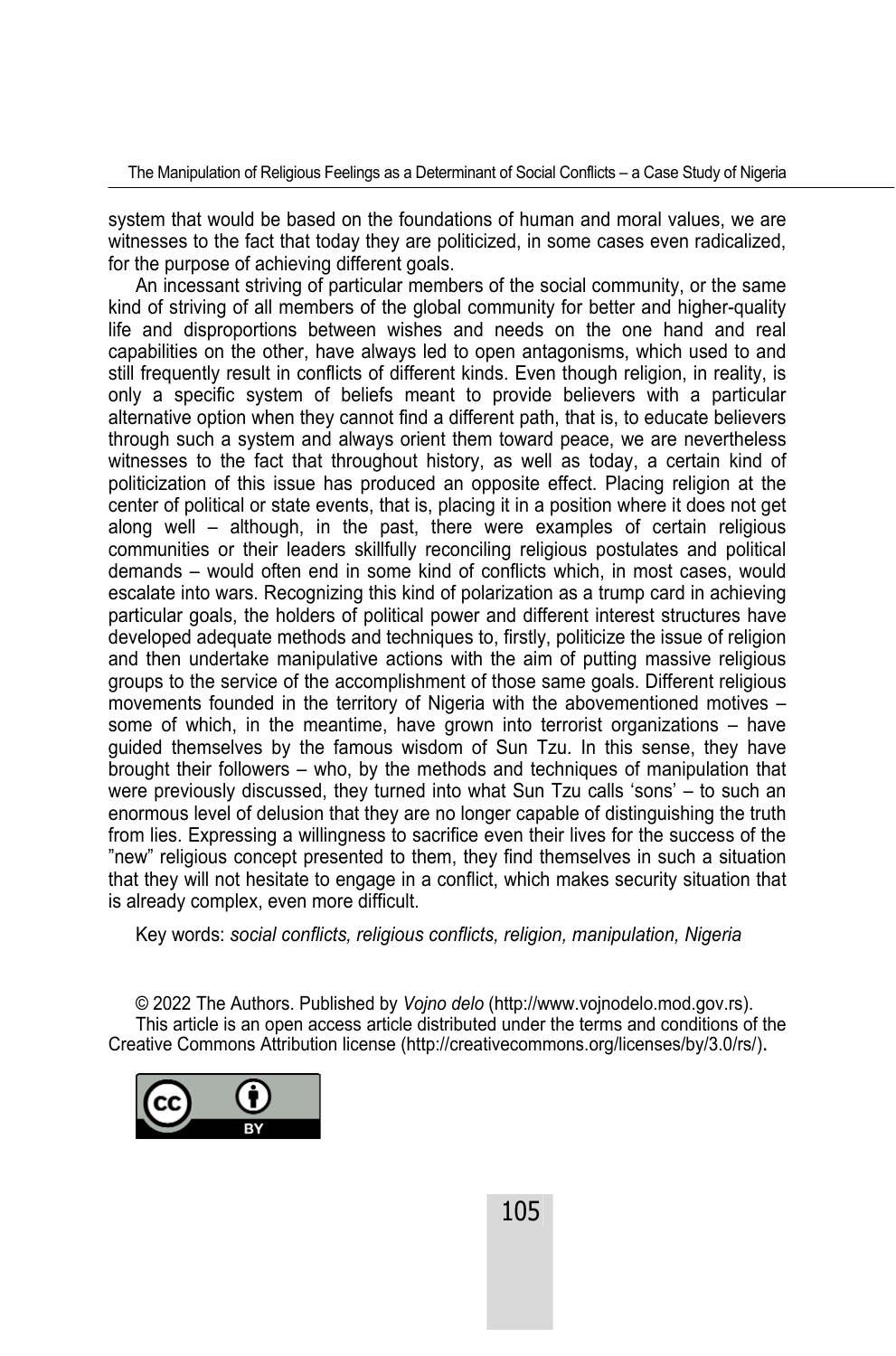system that would be based on the foundations of human and moral values, we are witnesses to the fact that today they are politicized, in some cases even radicalized, for the purpose of achieving different goals.

An incessant striving of particular members of the social community, or the same kind of striving of all members of the global community for better and higher-quality life and disproportions between wishes and needs on the one hand and real capabilities on the other, have always led to open antagonisms, which used to and still frequently result in conflicts of different kinds. Even though religion, in reality, is only a specific system of beliefs meant to provide believers with a particular alternative option when they cannot find a different path, that is, to educate believers through such a system and always orient them toward peace, we are nevertheless witnesses to the fact that throughout history, as well as today, a certain kind of politicization of this issue has produced an opposite effect. Placing religion at the center of political or state events, that is, placing it in a position where it does not get along well – although, in the past, there were examples of certain religious communities or their leaders skillfully reconciling religious postulates and political demands – would often end in some kind of conflicts which, in most cases, would escalate into wars. Recognizing this kind of polarization as a trump card in achieving particular goals, the holders of political power and different interest structures have developed adequate methods and techniques to, firstly, politicize the issue of religion and then undertake manipulative actions with the aim of putting massive religious groups to the service of the accomplishment of those same goals. Different religious movements founded in the territory of Nigeria with the abovementioned motives – some of which, in the meantime, have grown into terrorist organizations – have guided themselves by the famous wisdom of Sun Tzu. In this sense, they have brought their followers – who, by the methods and techniques of manipulation that were previously discussed, they turned into what Sun Tzu calls 'sons' – to such an enormous level of delusion that they are no longer capable of distinguishing the truth from lies. Expressing a willingness to sacrifice even their lives for the success of the "new" religious concept presented to them, they find themselves in such a situation that they will not hesitate to engage in a conflict, which makes security situation that is already complex, even more difficult.

Key words: *social conflicts, religious conflicts, religion, manipulation, Nigeria*

© 2022 The Authors. Published by *Vojno delo* (http://www.vojnodelo.mod.gov.rs).
This article is an open access article distributed under the terms and conditions of the Creative Commons Attribution license (http://creativecommons.org/licenses/by/3.0/rs/).